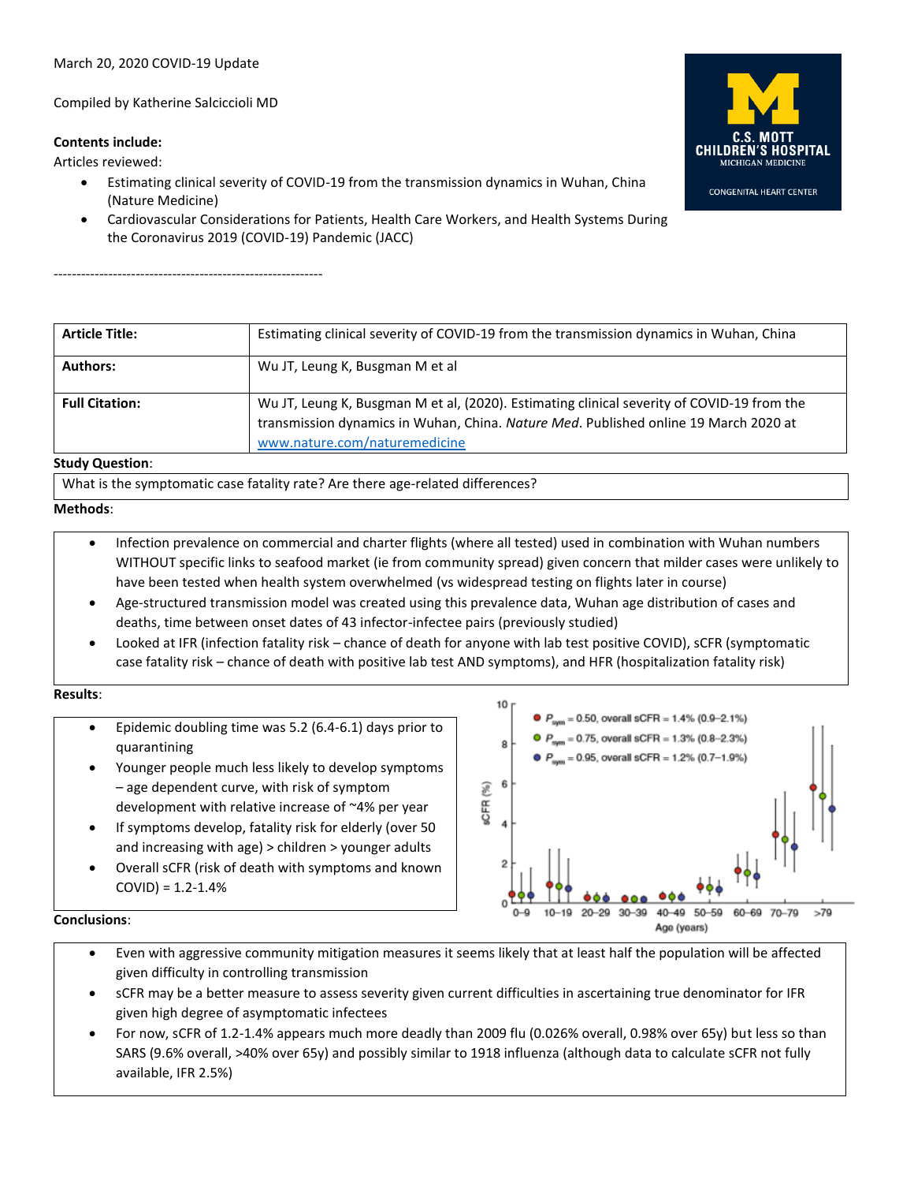March 20, 2020 COVID-19 Update

Compiled by Katherine Salcicciioli MD

**Contents include:**

Articles reviewed:

- Estimating clinical severity of COVID-19 from the transmission dynamics in Wuhan, China (Nature Medicine)
- Cardiovascular Considerations for Patients, Health Care Workers, and Health Systems During the Coronavirus 2019 (COVID-19) Pandemic (JACC)

------------------------------------------------------------

| **Article Title:** | Estimating clinical severity of COVID-19 from the transmission dynamics in Wuhan, China |
|---|---|
| **Authors:** | Wu JT, Leung K, Busgman M et al |
| **Full Citation:** | Wu JT, Leung K, Busgman M et al, (2020). Estimating clinical severity of COVID-19 from the transmission dynamics in Wuhan, China. *Nature Med*. Published online 19 March 2020 at www.nature.com/naturemedicine |

**Study Question**:

What is the symptomatic case fatality rate? Are there age-related differences?

**Methods**:

- Infection prevalence on commercial and charter flights (where all tested) used in combination with Wuhan numbers WITHOUT specific links to seafood market (ie from community spread) given concern that milder cases were unlikely to have been tested when health system overwhelmed (vs widespread testing on flights later in course)
- Age-structured transmission model was created using this prevalence data, Wuhan age distribution of cases and deaths, time between onset dates of 43 infector-infectee pairs (previously studied)
- Looked at IFR (infection fatality risk – chance of death for anyone with lab test positive COVID), sCFR (symptomatic case fatality risk – chance of death with positive lab test AND symptoms), and HFR (hospitalization fatality risk)

**Results**:

- Epidemic doubling time was 5.2 (6.4-6.1) days prior to quarantining
- Younger people much less likely to develop symptoms – age dependent curve, with risk of symptom development with relative increase of ~4% per year
- If symptoms develop, fatality risk for elderly (over 50 and increasing with age) > children > younger adults
- Overall sCFR (risk of death with symptoms and known COVID) = 1.2-1.4%

**Conclusions**:

- Even with aggressive community mitigation measures it seems likely that at least half the population will be affected given difficulty in controlling transmission
- sCFR may be a better measure to assess severity given current difficulties in ascertaining true denominator for IFR given high degree of asymptomatic infectees
- For now, sCFR of 1.2-1.4% appears much more deadly than 2009 flu (0.026% overall, 0.98% over 65y) but less so than SARS (9.6% overall, >40% over 65y) and possibly similar to 1918 influenza (although data to calculate sCFR not fully available, IFR 2.5%)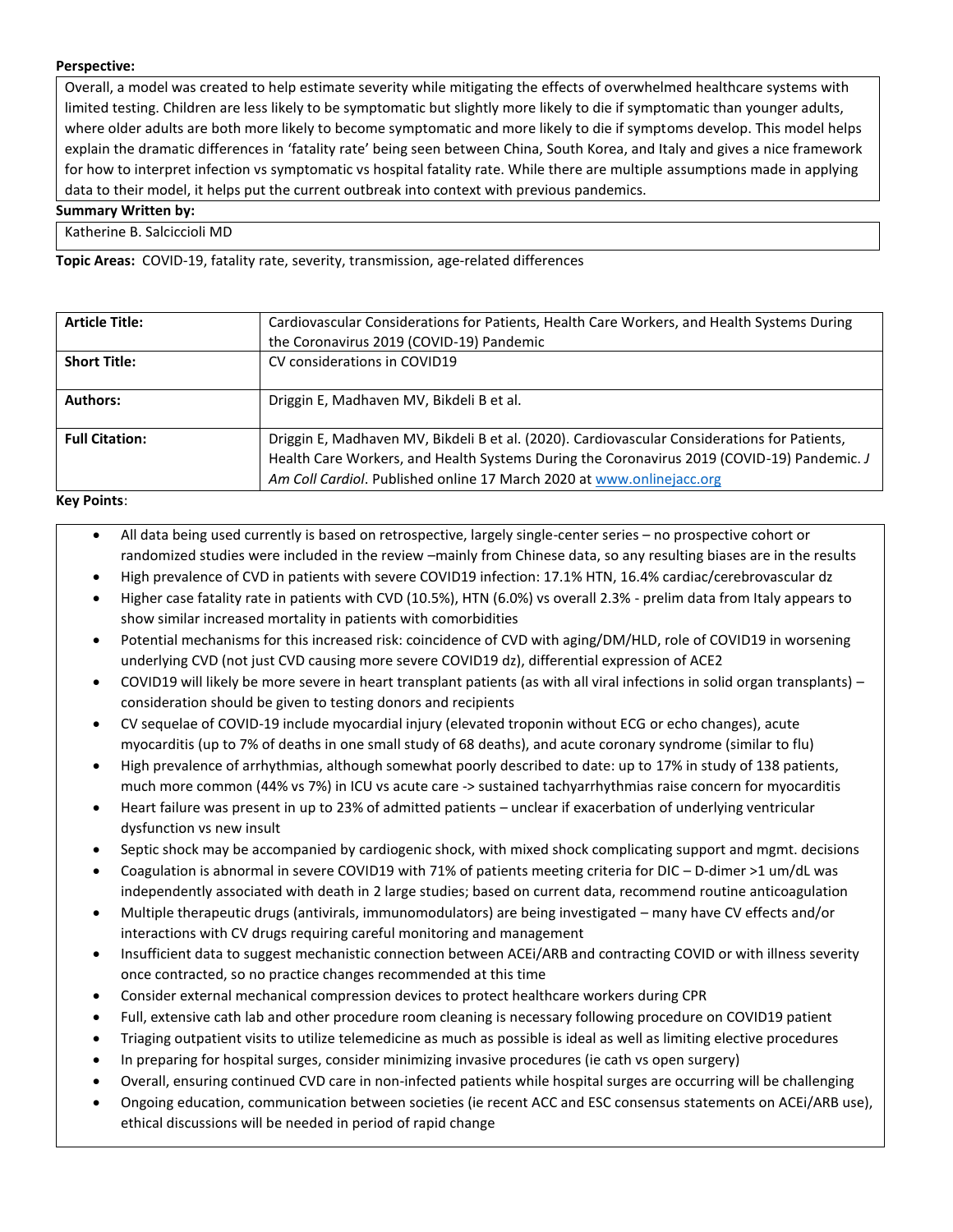**Perspective:**

Overall, a model was created to help estimate severity while mitigating the effects of overwhelmed healthcare systems with limited testing. Children are less likely to be symptomatic but slightly more likely to die if symptomatic than younger adults, where older adults are both more likely to become symptomatic and more likely to die if symptoms develop. This model helps explain the dramatic differences in 'fatality rate' being seen between China, South Korea, and Italy and gives a nice framework for how to interpret infection vs symptomatic vs hospital fatality rate. While there are multiple assumptions made in applying data to their model, it helps put the current outbreak into context with previous pandemics.

**Summary Written by:**

Katherine B. Salciccioli MD

**Topic Areas:** COVID-19, fatality rate, severity, transmission, age-related differences

| **Article Title:** | Cardiovascular Considerations for Patients, Health Care Workers, and Health Systems During the Coronavirus 2019 (COVID-19) Pandemic |
|---|---|
| **Short Title:** | CV considerations in COVID19 |
| **Authors:** | Driggin E, Madhaven MV, Bikdeli B et al. |
| **Full Citation:** | Driggin E, Madhaven MV, Bikdeli B et al. (2020). Cardiovascular Considerations for Patients, Health Care Workers, and Health Systems During the Coronavirus 2019 (COVID-19) Pandemic. *J Am Coll Cardiol*. Published online 17 March 2020 at www.onlinejacc.org |

**Key Points**:

- All data being used currently is based on retrospective, largely single-center series – no prospective cohort or randomized studies were included in the review –mainly from Chinese data, so any resulting biases are in the results
- High prevalence of CVD in patients with severe COVID19 infection: 17.1% HTN, 16.4% cardiac/cerebrovascular dz
- Higher case fatality rate in patients with CVD (10.5%), HTN (6.0%) vs overall 2.3% - prelim data from Italy appears to show similar increased mortality in patients with comorbidities
- Potential mechanisms for this increased risk: coincidence of CVD with aging/DM/HLD, role of COVID19 in worsening underlying CVD (not just CVD causing more severe COVID19 dz), differential expression of ACE2
- COVID19 will likely be more severe in heart transplant patients (as with all viral infections in solid organ transplants) – consideration should be given to testing donors and recipients
- CV sequelae of COVID-19 include myocardial injury (elevated troponin without ECG or echo changes), acute myocarditis (up to 7% of deaths in one small study of 68 deaths), and acute coronary syndrome (similar to flu)
- High prevalence of arrhythmias, although somewhat poorly described to date: up to 17% in study of 138 patients, much more common (44% vs 7%) in ICU vs acute care -> sustained tachyarrhythmias raise concern for myocarditis
- Heart failure was present in up to 23% of admitted patients – unclear if exacerbation of underlying ventricular dysfunction vs new insult
- Septic shock may be accompanied by cardiogenic shock, with mixed shock complicating support and mgmt. decisions
- Coagulation is abnormal in severe COVID19 with 71% of patients meeting criteria for DIC – D-dimer >1 um/dL was independently associated with death in 2 large studies; based on current data, recommend routine anticoagulation
- Multiple therapeutic drugs (antivirals, immunomodulators) are being investigated – many have CV effects and/or interactions with CV drugs requiring careful monitoring and management
- Insufficient data to suggest mechanistic connection between ACEi/ARB and contracting COVID or with illness severity once contracted, so no practice changes recommended at this time
- Consider external mechanical compression devices to protect healthcare workers during CPR
- Full, extensive cath lab and other procedure room cleaning is necessary following procedure on COVID19 patient
- Triaging outpatient visits to utilize telemedicine as much as possible is ideal as well as limiting elective procedures
- In preparing for hospital surges, consider minimizing invasive procedures (ie cath vs open surgery)
- Overall, ensuring continued CVD care in non-infected patients while hospital surges are occurring will be challenging
- Ongoing education, communication between societies (ie recent ACC and ESC consensus statements on ACEi/ARB use), ethical discussions will be needed in period of rapid change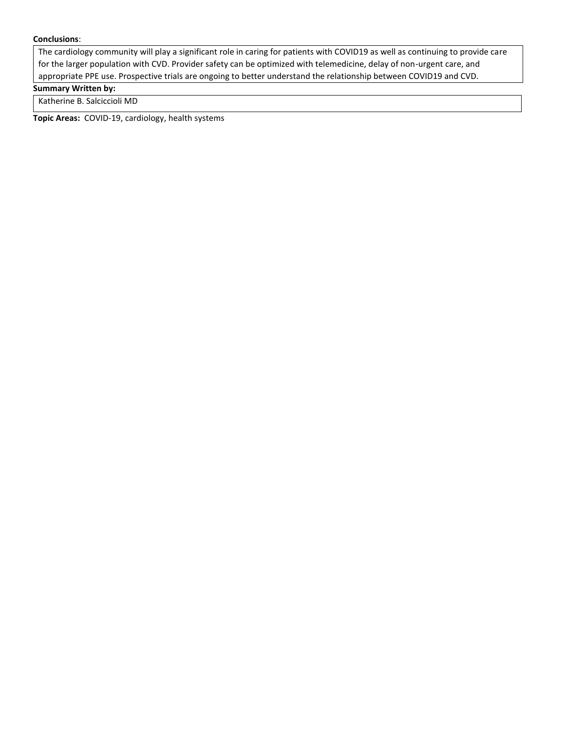**Conclusions**:

The cardiology community will play a significant role in caring for patients with COVID19 as well as continuing to provide care for the larger population with CVD. Provider safety can be optimized with telemedicine, delay of non-urgent care, and appropriate PPE use. Prospective trials are ongoing to better understand the relationship between COVID19 and CVD.

**Summary Written by:**

Katherine B. Salciccioli MD

**Topic Areas:** COVID-19, cardiology, health systems